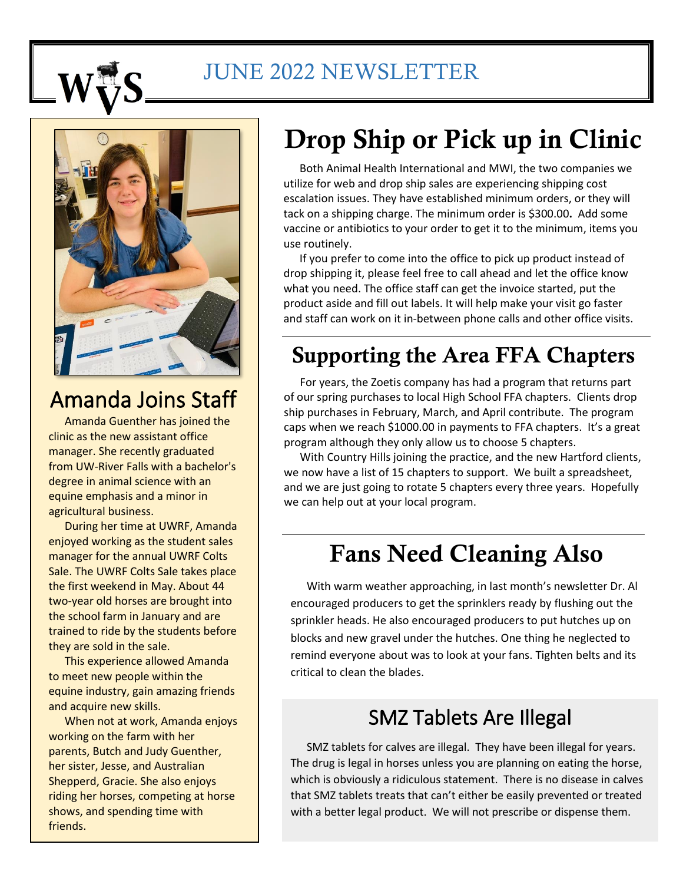# JUNE 2022 NEWSLETTER

## Amanda Joins Staff

Amanda Guenther has joined the clinic as the new assistant office manager. She recently graduated from UW-River Falls with a bachelor's degree in animal science with an equine emphasis and a minor in agricultural business.

During her time at UWRF, Amanda enjoyed working as the student sales manager for the annual UWRF Colts Sale. The UWRF Colts Sale takes place the first weekend in May. About 44 two-year old horses are brought into the school farm in January and are trained to ride by the students before they are sold in the sale.

This experience allowed Amanda to meet new people within the equine industry, gain amazing friends and acquire new skills.

When not at work, Amanda enjoys working on the farm with her parents, Butch and Judy Guenther, her sister, Jesse, and Australian Shepperd, Gracie. She also enjoys riding her horses, competing at horse shows, and spending time with friends.

# Drop Ship or Pick up in Clinic

Both Animal Health International and MWI, the two companies we utilize for web and drop ship sales are experiencing shipping cost escalation issues. They have established minimum orders, or they will tack on a shipping charge. The minimum order is $300.00**.** Add some vaccine or antibiotics to your order to get it to the minimum, items you use routinely.

If you prefer to come into the office to pick up product instead of drop shipping it, please feel free to call ahead and let the office know what you need. The office staff can get the invoice started, put the product aside and fill out labels. It will help make your visit go faster and staff can work on it in-between phone calls and other office visits.

# Supporting the Area FFA Chapters

For years, the Zoetis company has had a program that returns part of our spring purchases to local High School FFA chapters. Clients drop ship purchases in February, March, and April contribute. The program caps when we reach $1000.00 in payments to FFA chapters. It's a great program although they only allow us to choose 5 chapters.

With Country Hills joining the practice, and the new Hartford clients, we now have a list of 15 chapters to support. We built a spreadsheet, and we are just going to rotate 5 chapters every three years. Hopefully we can help out at your local program.

# Fans Need Cleaning Also

With warm weather approaching, in last month's newsletter Dr. Al encouraged producers to get the sprinklers ready by flushing out the sprinkler heads. He also encouraged producers to put hutches up on blocks and new gravel under the hutches. One thing he neglected to remind everyone about was to look at your fans. Tighten belts and its critical to clean the blades.

## SMZ Tablets Are Illegal

SMZ tablets for calves are illegal. They have been illegal for years. The drug is legal in horses unless you are planning on eating the horse, which is obviously a ridiculous statement. There is no disease in calves that SMZ tablets treats that can't either be easily prevented or treated with a better legal product. We will not prescribe or dispense them.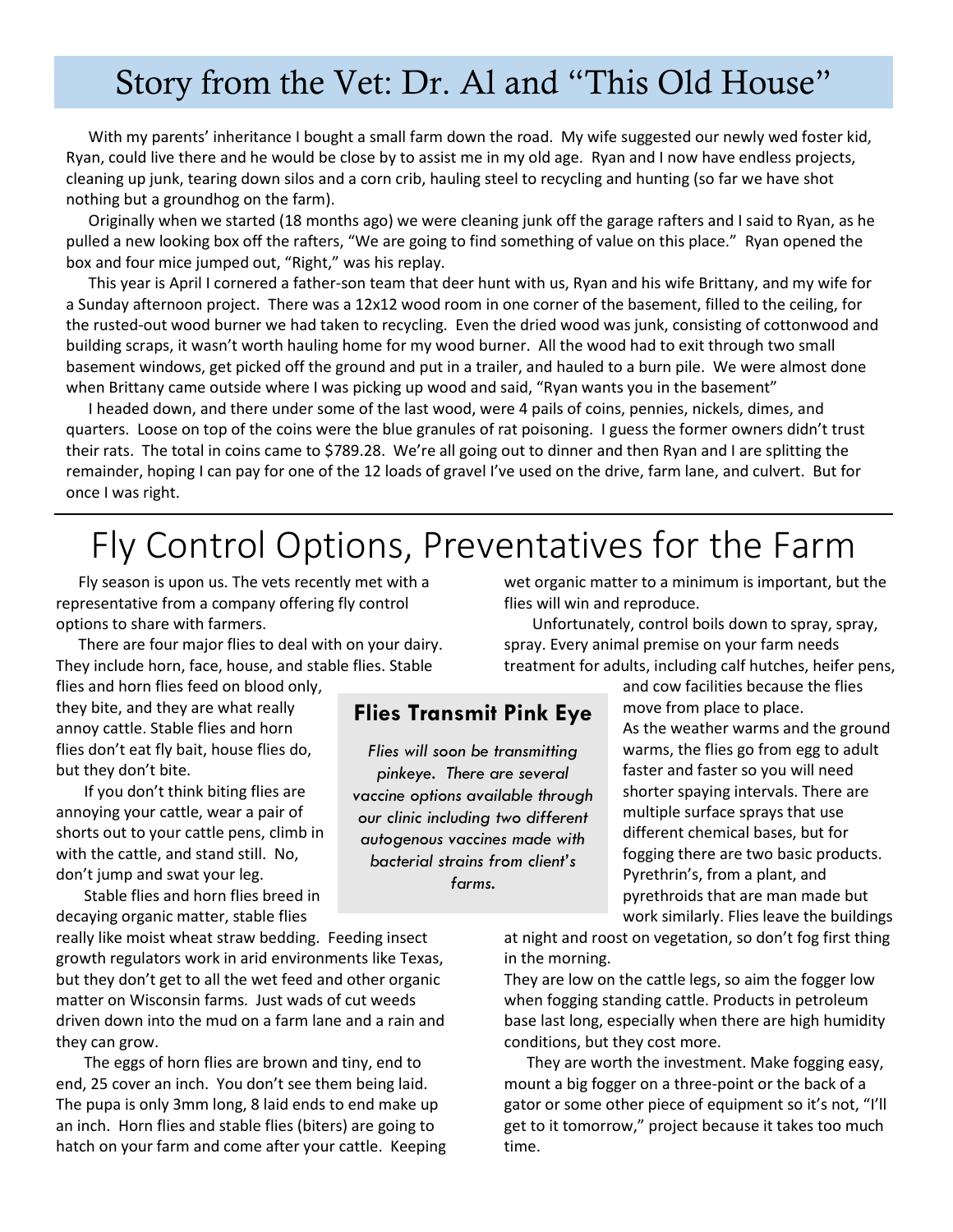## Story from the Vet: Dr. Al and "This Old House"

With my parents' inheritance I bought a small farm down the road. My wife suggested our newly wed foster kid, Ryan, could live there and he would be close by to assist me in my old age. Ryan and I now have endless projects, cleaning up junk, tearing down silos and a corn crib, hauling steel to recycling and hunting (so far we have shot nothing but a groundhog on the farm).

Originally when we started (18 months ago) we were cleaning junk off the garage rafters and I said to Ryan, as he pulled a new looking box off the rafters, "We are going to find something of value on this place." Ryan opened the box and four mice jumped out, "Right," was his replay.

This year is April I cornered a father-son team that deer hunt with us, Ryan and his wife Brittany, and my wife for a Sunday afternoon project. There was a 12x12 wood room in one corner of the basement, filled to the ceiling, for the rusted-out wood burner we had taken to recycling. Even the dried wood was junk, consisting of cottonwood and building scraps, it wasn't worth hauling home for my wood burner. All the wood had to exit through two small basement windows, get picked off the ground and put in a trailer, and hauled to a burn pile. We were almost done when Brittany came outside where I was picking up wood and said, "Ryan wants you in the basement"

I headed down, and there under some of the last wood, were 4 pails of coins, pennies, nickels, dimes, and quarters. Loose on top of the coins were the blue granules of rat poisoning. I guess the former owners didn't trust their rats. The total in coins came to $789.28. We're all going out to dinner and then Ryan and I are splitting the remainder, hoping I can pay for one of the 12 loads of gravel I've used on the drive, farm lane, and culvert. But for once I was right.

---

# Fly Control Options, Preventatives for the Farm

Fly season is upon us. The vets recently met with a representative from a company offering fly control options to share with farmers.

There are four major flies to deal with on your dairy. They include horn, face, house, and stable flies. Stable flies and horn flies feed on blood only, they bite, and they are what really annoy cattle. Stable flies and horn flies don't eat fly bait, house flies do, but they don't bite.

If you don't think biting flies are annoying your cattle, wear a pair of shorts out to your cattle pens, climb in with the cattle, and stand still. No, don't jump and swat your leg.

Stable flies and horn flies breed in decaying organic matter, stable flies really like moist wheat straw bedding. Feeding insect growth regulators work in arid environments like Texas, but they don't get to all the wet feed and other organic matter on Wisconsin farms. Just wads of cut weeds driven down into the mud on a farm lane and a rain and they can grow.

The eggs of horn flies are brown and tiny, end to end, 25 cover an inch. You don't see them being laid. The pupa is only 3mm long, 8 laid ends to end make up an inch. Horn flies and stable flies (biters) are going to hatch on your farm and come after your cattle. Keeping wet organic matter to a minimum is important, but the flies will win and reproduce.

Unfortunately, control boils down to spray, spray, spray. Every animal premise on your farm needs treatment for adults, including calf hutches, heifer pens, and cow facilities because the flies move from place to place. As the weather warms and the ground warms, the flies go from egg to adult faster and faster so you will need shorter spaying intervals. There are multiple surface sprays that use different chemical bases, but for fogging there are two basic products. Pyrethrin's, from a plant, and pyrethroids that are man made but work similarly. Flies leave the buildings at night and roost on vegetation, so don't fog first thing in the morning.

They are low on the cattle legs, so aim the fogger low when fogging standing cattle. Products in petroleum base last long, especially when there are high humidity conditions, but they cost more.

They are worth the investment. Make fogging easy, mount a big fogger on a three-point or the back of a gator or some other piece of equipment so it's not, "I'll get to it tomorrow," project because it takes too much time.

### Flies Transmit Pink Eye

*Flies will soon be transmitting pinkeye. There are several vaccine options available through our clinic including two different autogenous vaccines made with bacterial strains from client's farms.*